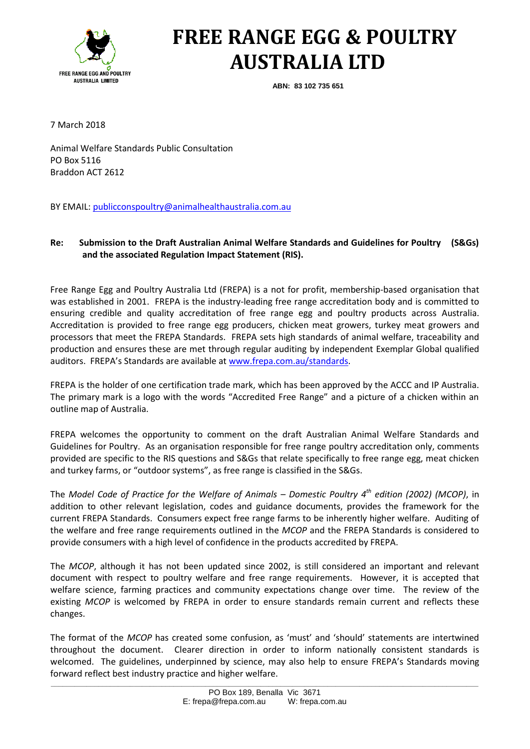# FREE RANGE EGG & POULTRY AUSTRALIA LTD

**ABN: 83 102 735 651**

7 March 2018

Animal Welfare Standards Public Consultation
PO Box 5116
Braddon ACT 2612

BY EMAIL: publicconspoultry@animalhealthaustralia.com.au

**Re: Submission to the Draft Australian Animal Welfare Standards and Guidelines for Poultry (S&Gs) and the associated Regulation Impact Statement (RIS).**

Free Range Egg and Poultry Australia Ltd (FREPA) is a not for profit, membership-based organisation that was established in 2001. FREPA is the industry-leading free range accreditation body and is committed to ensuring credible and quality accreditation of free range egg and poultry products across Australia. Accreditation is provided to free range egg producers, chicken meat growers, turkey meat growers and processors that meet the FREPA Standards. FREPA sets high standards of animal welfare, traceability and production and ensures these are met through regular auditing by independent Exemplar Global qualified auditors. FREPA's Standards are available at www.frepa.com.au/standards.

FREPA is the holder of one certification trade mark, which has been approved by the ACCC and IP Australia. The primary mark is a logo with the words "Accredited Free Range" and a picture of a chicken within an outline map of Australia.

FREPA welcomes the opportunity to comment on the draft Australian Animal Welfare Standards and Guidelines for Poultry. As an organisation responsible for free range poultry accreditation only, comments provided are specific to the RIS questions and S&Gs that relate specifically to free range egg, meat chicken and turkey farms, or "outdoor systems", as free range is classified in the S&Gs.

The *Model Code of Practice for the Welfare of Animals – Domestic Poultry 4th edition (2002) (MCOP)*, in addition to other relevant legislation, codes and guidance documents, provides the framework for the current FREPA Standards. Consumers expect free range farms to be inherently higher welfare. Auditing of the welfare and free range requirements outlined in the *MCOP* and the FREPA Standards is considered to provide consumers with a high level of confidence in the products accredited by FREPA.

The *MCOP*, although it has not been updated since 2002, is still considered an important and relevant document with respect to poultry welfare and free range requirements. However, it is accepted that welfare science, farming practices and community expectations change over time. The review of the existing *MCOP* is welcomed by FREPA in order to ensure standards remain current and reflects these changes.

The format of the *MCOP* has created some confusion, as 'must' and 'should' statements are intertwined throughout the document. Clearer direction in order to inform nationally consistent standards is welcomed. The guidelines, underpinned by science, may also help to ensure FREPA's Standards moving forward reflect best industry practice and higher welfare.

PO Box 189, Benalla Vic 3671
E: frepa@frepa.com.au W: frepa.com.au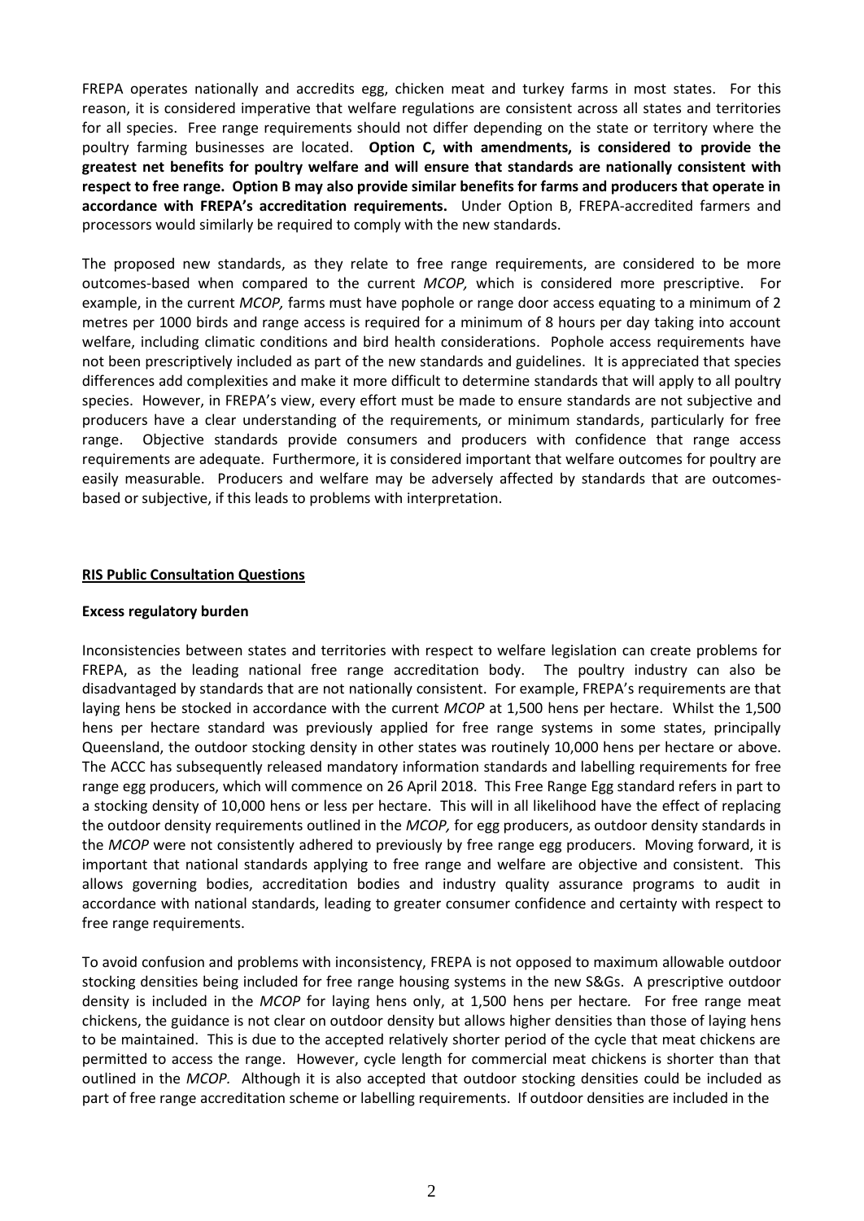FREPA operates nationally and accredits egg, chicken meat and turkey farms in most states. For this reason, it is considered imperative that welfare regulations are consistent across all states and territories for all species. Free range requirements should not differ depending on the state or territory where the poultry farming businesses are located. **Option C, with amendments, is considered to provide the greatest net benefits for poultry welfare and will ensure that standards are nationally consistent with respect to free range. Option B may also provide similar benefits for farms and producers that operate in accordance with FREPA's accreditation requirements.** Under Option B, FREPA-accredited farmers and processors would similarly be required to comply with the new standards.

The proposed new standards, as they relate to free range requirements, are considered to be more outcomes-based when compared to the current *MCOP,* which is considered more prescriptive. For example, in the current *MCOP,* farms must have pophole or range door access equating to a minimum of 2 metres per 1000 birds and range access is required for a minimum of 8 hours per day taking into account welfare, including climatic conditions and bird health considerations. Pophole access requirements have not been prescriptively included as part of the new standards and guidelines. It is appreciated that species differences add complexities and make it more difficult to determine standards that will apply to all poultry species. However, in FREPA's view, every effort must be made to ensure standards are not subjective and producers have a clear understanding of the requirements, or minimum standards, particularly for free range. Objective standards provide consumers and producers with confidence that range access requirements are adequate. Furthermore, it is considered important that welfare outcomes for poultry are easily measurable. Producers and welfare may be adversely affected by standards that are outcomes-based or subjective, if this leads to problems with interpretation.

## RIS Public Consultation Questions

### Excess regulatory burden

Inconsistencies between states and territories with respect to welfare legislation can create problems for FREPA, as the leading national free range accreditation body. The poultry industry can also be disadvantaged by standards that are not nationally consistent. For example, FREPA's requirements are that laying hens be stocked in accordance with the current *MCOP* at 1,500 hens per hectare. Whilst the 1,500 hens per hectare standard was previously applied for free range systems in some states, principally Queensland, the outdoor stocking density in other states was routinely 10,000 hens per hectare or above. The ACCC has subsequently released mandatory information standards and labelling requirements for free range egg producers, which will commence on 26 April 2018. This Free Range Egg standard refers in part to a stocking density of 10,000 hens or less per hectare. This will in all likelihood have the effect of replacing the outdoor density requirements outlined in the *MCOP,* for egg producers, as outdoor density standards in the *MCOP* were not consistently adhered to previously by free range egg producers. Moving forward, it is important that national standards applying to free range and welfare are objective and consistent. This allows governing bodies, accreditation bodies and industry quality assurance programs to audit in accordance with national standards, leading to greater consumer confidence and certainty with respect to free range requirements.

To avoid confusion and problems with inconsistency, FREPA is not opposed to maximum allowable outdoor stocking densities being included for free range housing systems in the new S&Gs. A prescriptive outdoor density is included in the *MCOP* for laying hens only, at 1,500 hens per hectare. For free range meat chickens, the guidance is not clear on outdoor density but allows higher densities than those of laying hens to be maintained. This is due to the accepted relatively shorter period of the cycle that meat chickens are permitted to access the range. However, cycle length for commercial meat chickens is shorter than that outlined in the *MCOP.* Although it is also accepted that outdoor stocking densities could be included as part of free range accreditation scheme or labelling requirements. If outdoor densities are included in the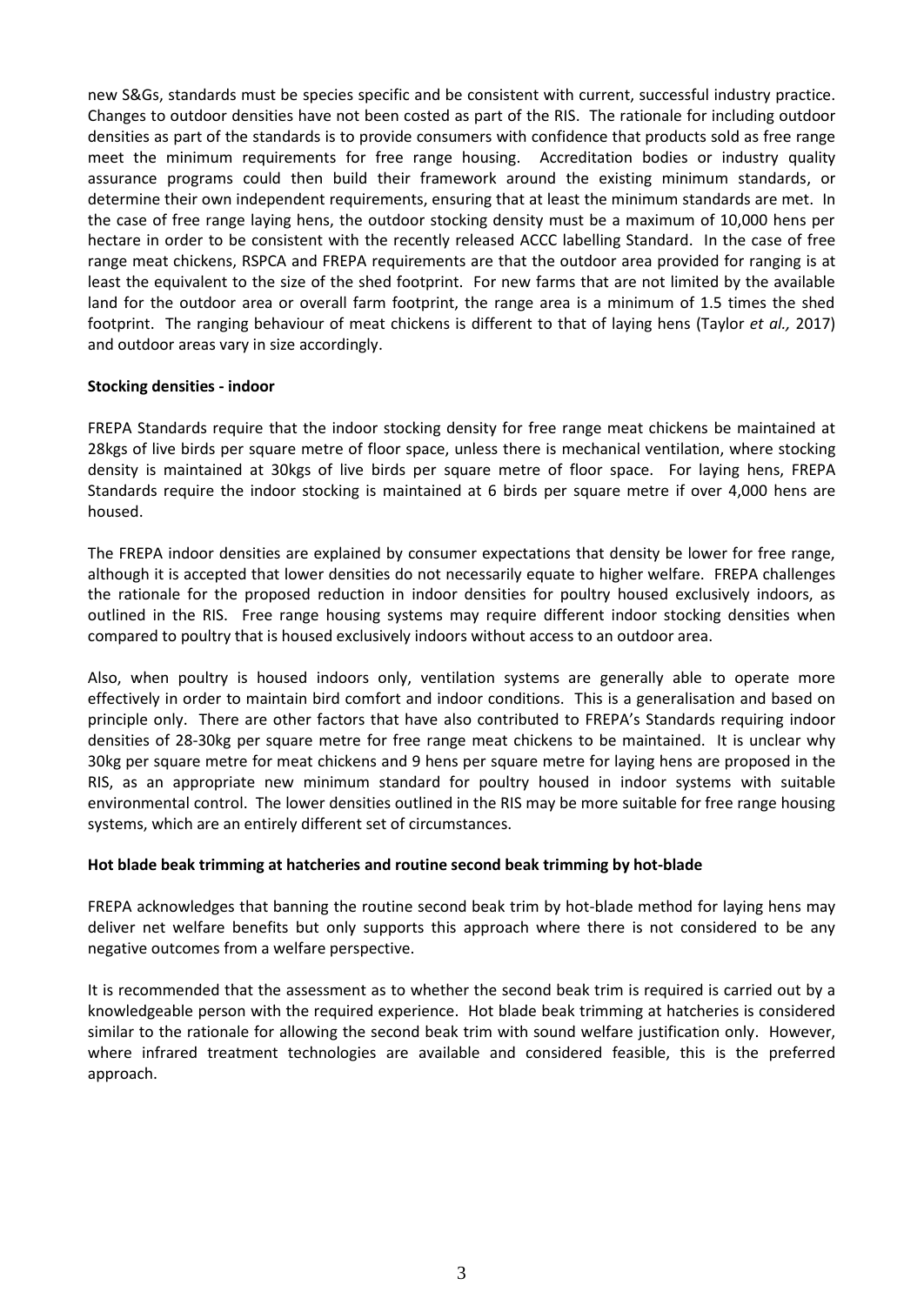new S&Gs, standards must be species specific and be consistent with current, successful industry practice. Changes to outdoor densities have not been costed as part of the RIS. The rationale for including outdoor densities as part of the standards is to provide consumers with confidence that products sold as free range meet the minimum requirements for free range housing. Accreditation bodies or industry quality assurance programs could then build their framework around the existing minimum standards, or determine their own independent requirements, ensuring that at least the minimum standards are met. In the case of free range laying hens, the outdoor stocking density must be a maximum of 10,000 hens per hectare in order to be consistent with the recently released ACCC labelling Standard. In the case of free range meat chickens, RSPCA and FREPA requirements are that the outdoor area provided for ranging is at least the equivalent to the size of the shed footprint. For new farms that are not limited by the available land for the outdoor area or overall farm footprint, the range area is a minimum of 1.5 times the shed footprint. The ranging behaviour of meat chickens is different to that of laying hens (Taylor *et al.,* 2017) and outdoor areas vary in size accordingly.

**Stocking densities - indoor**

FREPA Standards require that the indoor stocking density for free range meat chickens be maintained at 28kgs of live birds per square metre of floor space, unless there is mechanical ventilation, where stocking density is maintained at 30kgs of live birds per square metre of floor space. For laying hens, FREPA Standards require the indoor stocking is maintained at 6 birds per square metre if over 4,000 hens are housed.

The FREPA indoor densities are explained by consumer expectations that density be lower for free range, although it is accepted that lower densities do not necessarily equate to higher welfare. FREPA challenges the rationale for the proposed reduction in indoor densities for poultry housed exclusively indoors, as outlined in the RIS. Free range housing systems may require different indoor stocking densities when compared to poultry that is housed exclusively indoors without access to an outdoor area.

Also, when poultry is housed indoors only, ventilation systems are generally able to operate more effectively in order to maintain bird comfort and indoor conditions. This is a generalisation and based on principle only. There are other factors that have also contributed to FREPA's Standards requiring indoor densities of 28-30kg per square metre for free range meat chickens to be maintained. It is unclear why 30kg per square metre for meat chickens and 9 hens per square metre for laying hens are proposed in the RIS, as an appropriate new minimum standard for poultry housed in indoor systems with suitable environmental control. The lower densities outlined in the RIS may be more suitable for free range housing systems, which are an entirely different set of circumstances.

**Hot blade beak trimming at hatcheries and routine second beak trimming by hot-blade**

FREPA acknowledges that banning the routine second beak trim by hot-blade method for laying hens may deliver net welfare benefits but only supports this approach where there is not considered to be any negative outcomes from a welfare perspective.

It is recommended that the assessment as to whether the second beak trim is required is carried out by a knowledgeable person with the required experience. Hot blade beak trimming at hatcheries is considered similar to the rationale for allowing the second beak trim with sound welfare justification only. However, where infrared treatment technologies are available and considered feasible, this is the preferred approach.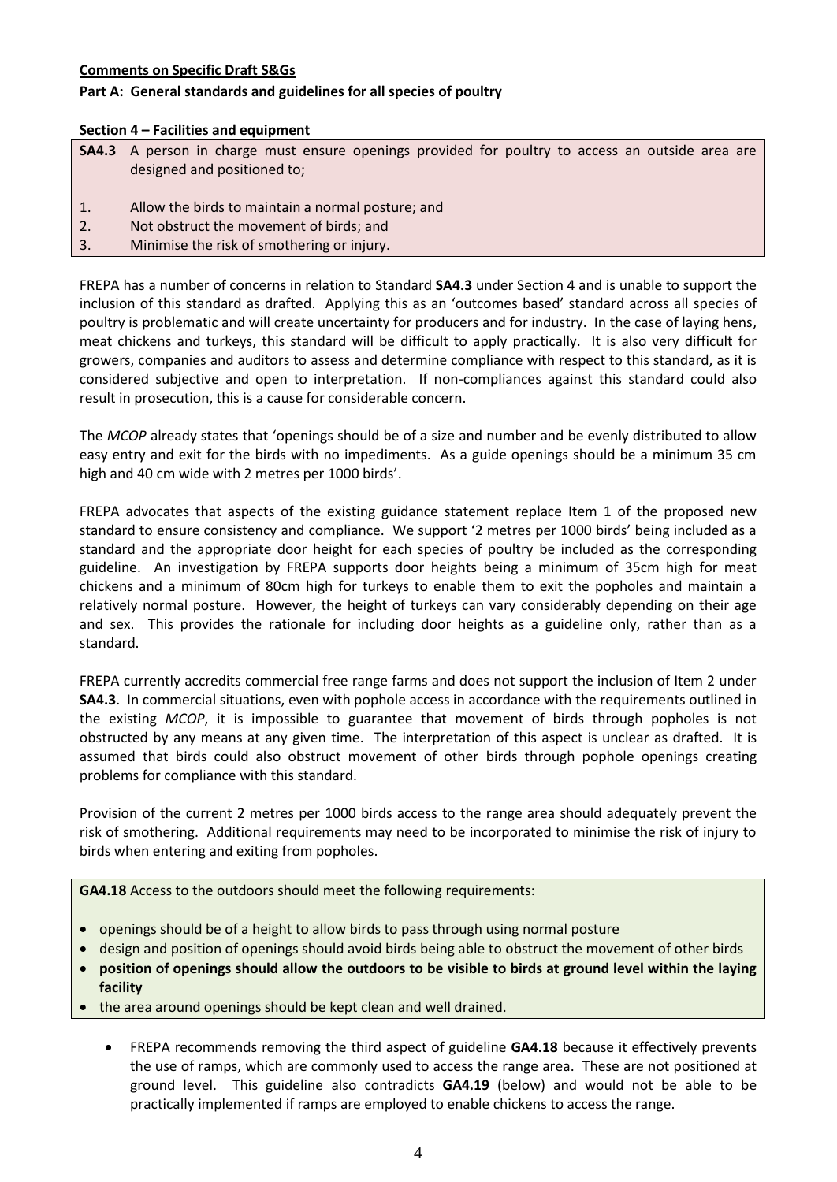**Comments on Specific Draft S&Gs**

**Part A: General standards and guidelines for all species of poultry**

**Section 4 – Facilities and equipment**

**SA4.3** A person in charge must ensure openings provided for poultry to access an outside area are designed and positioned to;

1. Allow the birds to maintain a normal posture; and
2. Not obstruct the movement of birds; and
3. Minimise the risk of smothering or injury.

FREPA has a number of concerns in relation to Standard **SA4.3** under Section 4 and is unable to support the inclusion of this standard as drafted. Applying this as an 'outcomes based' standard across all species of poultry is problematic and will create uncertainty for producers and for industry. In the case of laying hens, meat chickens and turkeys, this standard will be difficult to apply practically. It is also very difficult for growers, companies and auditors to assess and determine compliance with respect to this standard, as it is considered subjective and open to interpretation. If non-compliances against this standard could also result in prosecution, this is a cause for considerable concern.

The *MCOP* already states that 'openings should be of a size and number and be evenly distributed to allow easy entry and exit for the birds with no impediments. As a guide openings should be a minimum 35 cm high and 40 cm wide with 2 metres per 1000 birds'.

FREPA advocates that aspects of the existing guidance statement replace Item 1 of the proposed new standard to ensure consistency and compliance. We support '2 metres per 1000 birds' being included as a standard and the appropriate door height for each species of poultry be included as the corresponding guideline. An investigation by FREPA supports door heights being a minimum of 35cm high for meat chickens and a minimum of 80cm high for turkeys to enable them to exit the popholes and maintain a relatively normal posture. However, the height of turkeys can vary considerably depending on their age and sex. This provides the rationale for including door heights as a guideline only, rather than as a standard.

FREPA currently accredits commercial free range farms and does not support the inclusion of Item 2 under **SA4.3**. In commercial situations, even with pophole access in accordance with the requirements outlined in the existing *MCOP*, it is impossible to guarantee that movement of birds through popholes is not obstructed by any means at any given time. The interpretation of this aspect is unclear as drafted. It is assumed that birds could also obstruct movement of other birds through pophole openings creating problems for compliance with this standard.

Provision of the current 2 metres per 1000 birds access to the range area should adequately prevent the risk of smothering. Additional requirements may need to be incorporated to minimise the risk of injury to birds when entering and exiting from popholes.

**GA4.18** Access to the outdoors should meet the following requirements:

- openings should be of a height to allow birds to pass through using normal posture
- design and position of openings should avoid birds being able to obstruct the movement of other birds
- **position of openings should allow the outdoors to be visible to birds at ground level within the laying facility**
- the area around openings should be kept clean and well drained.

- FREPA recommends removing the third aspect of guideline **GA4.18** because it effectively prevents the use of ramps, which are commonly used to access the range area. These are not positioned at ground level. This guideline also contradicts **GA4.19** (below) and would not be able to be practically implemented if ramps are employed to enable chickens to access the range.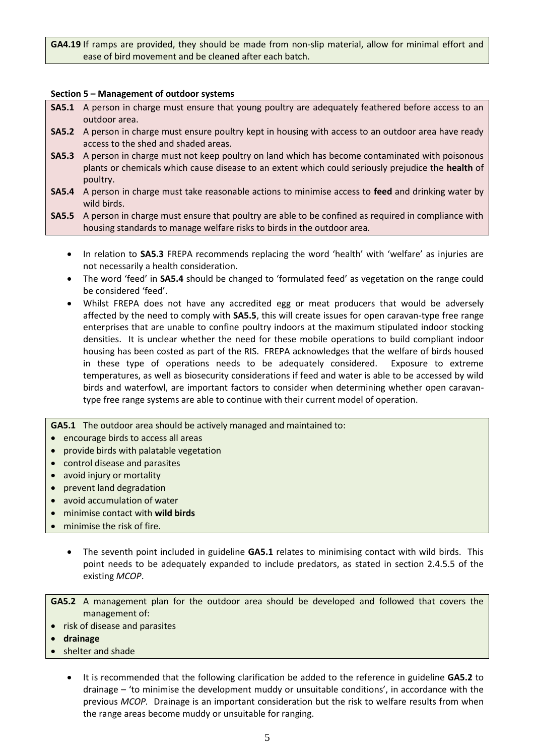**GA4.19** If ramps are provided, they should be made from non-slip material, allow for minimal effort and ease of bird movement and be cleaned after each batch.

**Section 5 – Management of outdoor systems**

**SA5.1** A person in charge must ensure that young poultry are adequately feathered before access to an outdoor area.

**SA5.2** A person in charge must ensure poultry kept in housing with access to an outdoor area have ready access to the shed and shaded areas.

**SA5.3** A person in charge must not keep poultry on land which has become contaminated with poisonous plants or chemicals which cause disease to an extent which could seriously prejudice the **health** of poultry.

**SA5.4** A person in charge must take reasonable actions to minimise access to **feed** and drinking water by wild birds.

**SA5.5** A person in charge must ensure that poultry are able to be confined as required in compliance with housing standards to manage welfare risks to birds in the outdoor area.

- In relation to **SA5.3** FREPA recommends replacing the word 'health' with 'welfare' as injuries are not necessarily a health consideration.
- The word 'feed' in **SA5.4** should be changed to 'formulated feed' as vegetation on the range could be considered 'feed'.
- Whilst FREPA does not have any accredited egg or meat producers that would be adversely affected by the need to comply with **SA5.5**, this will create issues for open caravan-type free range enterprises that are unable to confine poultry indoors at the maximum stipulated indoor stocking densities. It is unclear whether the need for these mobile operations to build compliant indoor housing has been costed as part of the RIS. FREPA acknowledges that the welfare of birds housed in these type of operations needs to be adequately considered. Exposure to extreme temperatures, as well as biosecurity considerations if feed and water is able to be accessed by wild birds and waterfowl, are important factors to consider when determining whether open caravan-type free range systems are able to continue with their current model of operation.

**GA5.1** The outdoor area should be actively managed and maintained to:

- encourage birds to access all areas
- provide birds with palatable vegetation
- control disease and parasites
- avoid injury or mortality
- prevent land degradation
- avoid accumulation of water
- minimise contact with **wild birds**
- minimise the risk of fire.

- The seventh point included in guideline **GA5.1** relates to minimising contact with wild birds. This point needs to be adequately expanded to include predators, as stated in section 2.4.5.5 of the existing *MCOP*.

**GA5.2** A management plan for the outdoor area should be developed and followed that covers the management of:

- risk of disease and parasites
- **drainage**
- shelter and shade

- It is recommended that the following clarification be added to the reference in guideline **GA5.2** to drainage – 'to minimise the development muddy or unsuitable conditions', in accordance with the previous *MCOP.* Drainage is an important consideration but the risk to welfare results from when the range areas become muddy or unsuitable for ranging.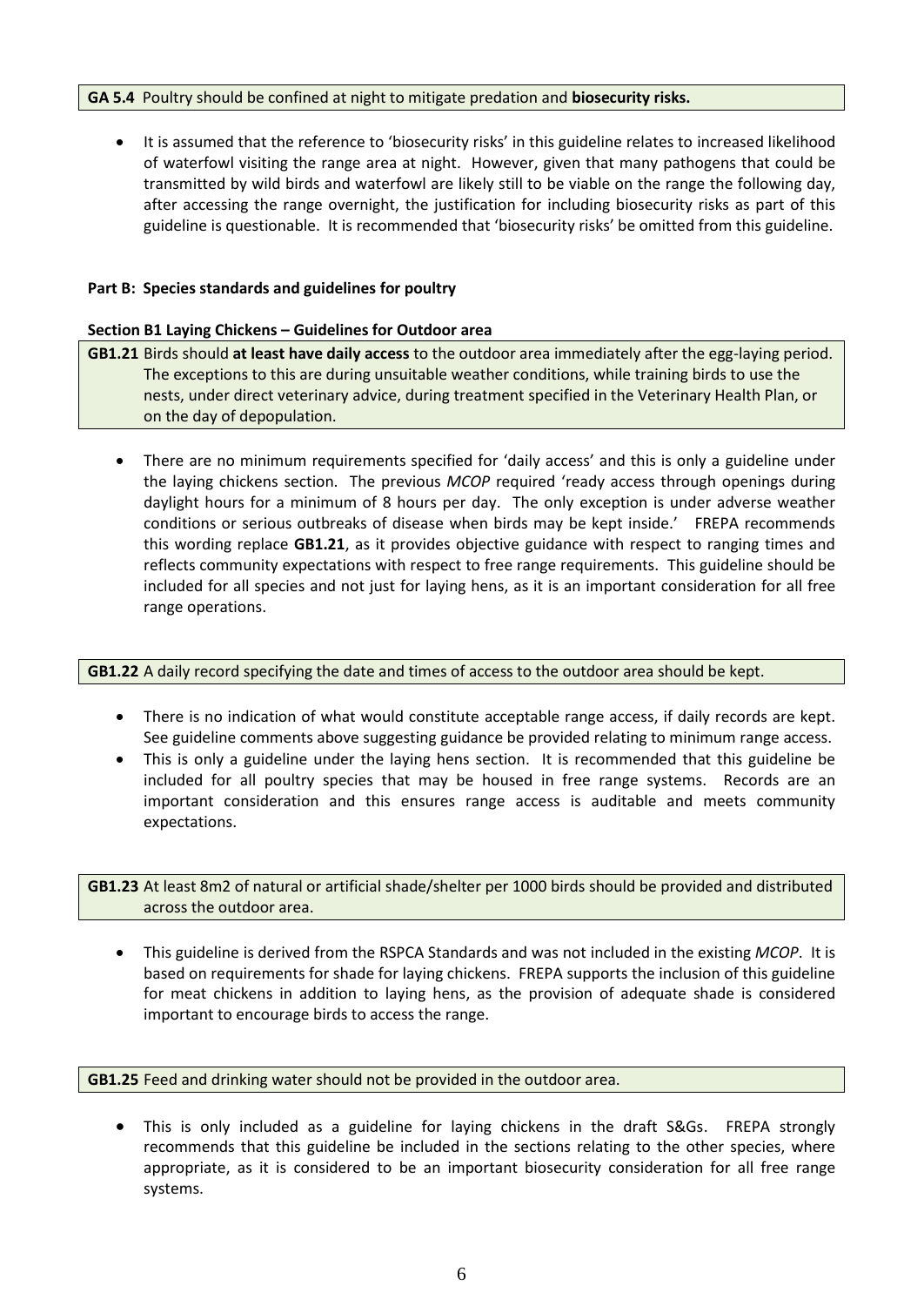**GA 5.4** Poultry should be confined at night to mitigate predation and **biosecurity risks.**

- It is assumed that the reference to 'biosecurity risks' in this guideline relates to increased likelihood of waterfowl visiting the range area at night. However, given that many pathogens that could be transmitted by wild birds and waterfowl are likely still to be viable on the range the following day, after accessing the range overnight, the justification for including biosecurity risks as part of this guideline is questionable. It is recommended that 'biosecurity risks' be omitted from this guideline.

## Part B: Species standards and guidelines for poultry

### Section B1 Laying Chickens – Guidelines for Outdoor area

**GB1.21** Birds should **at least have daily access** to the outdoor area immediately after the egg-laying period. The exceptions to this are during unsuitable weather conditions, while training birds to use the nests, under direct veterinary advice, during treatment specified in the Veterinary Health Plan, or on the day of depopulation.

- There are no minimum requirements specified for 'daily access' and this is only a guideline under the laying chickens section. The previous *MCOP* required 'ready access through openings during daylight hours for a minimum of 8 hours per day. The only exception is under adverse weather conditions or serious outbreaks of disease when birds may be kept inside.' FREPA recommends this wording replace **GB1.21**, as it provides objective guidance with respect to ranging times and reflects community expectations with respect to free range requirements. This guideline should be included for all species and not just for laying hens, as it is an important consideration for all free range operations.

**GB1.22** A daily record specifying the date and times of access to the outdoor area should be kept.

- There is no indication of what would constitute acceptable range access, if daily records are kept. See guideline comments above suggesting guidance be provided relating to minimum range access.
- This is only a guideline under the laying hens section. It is recommended that this guideline be included for all poultry species that may be housed in free range systems. Records are an important consideration and this ensures range access is auditable and meets community expectations.

**GB1.23** At least 8m2 of natural or artificial shade/shelter per 1000 birds should be provided and distributed across the outdoor area.

- This guideline is derived from the RSPCA Standards and was not included in the existing *MCOP*. It is based on requirements for shade for laying chickens. FREPA supports the inclusion of this guideline for meat chickens in addition to laying hens, as the provision of adequate shade is considered important to encourage birds to access the range.

**GB1.25** Feed and drinking water should not be provided in the outdoor area.

- This is only included as a guideline for laying chickens in the draft S&Gs. FREPA strongly recommends that this guideline be included in the sections relating to the other species, where appropriate, as it is considered to be an important biosecurity consideration for all free range systems.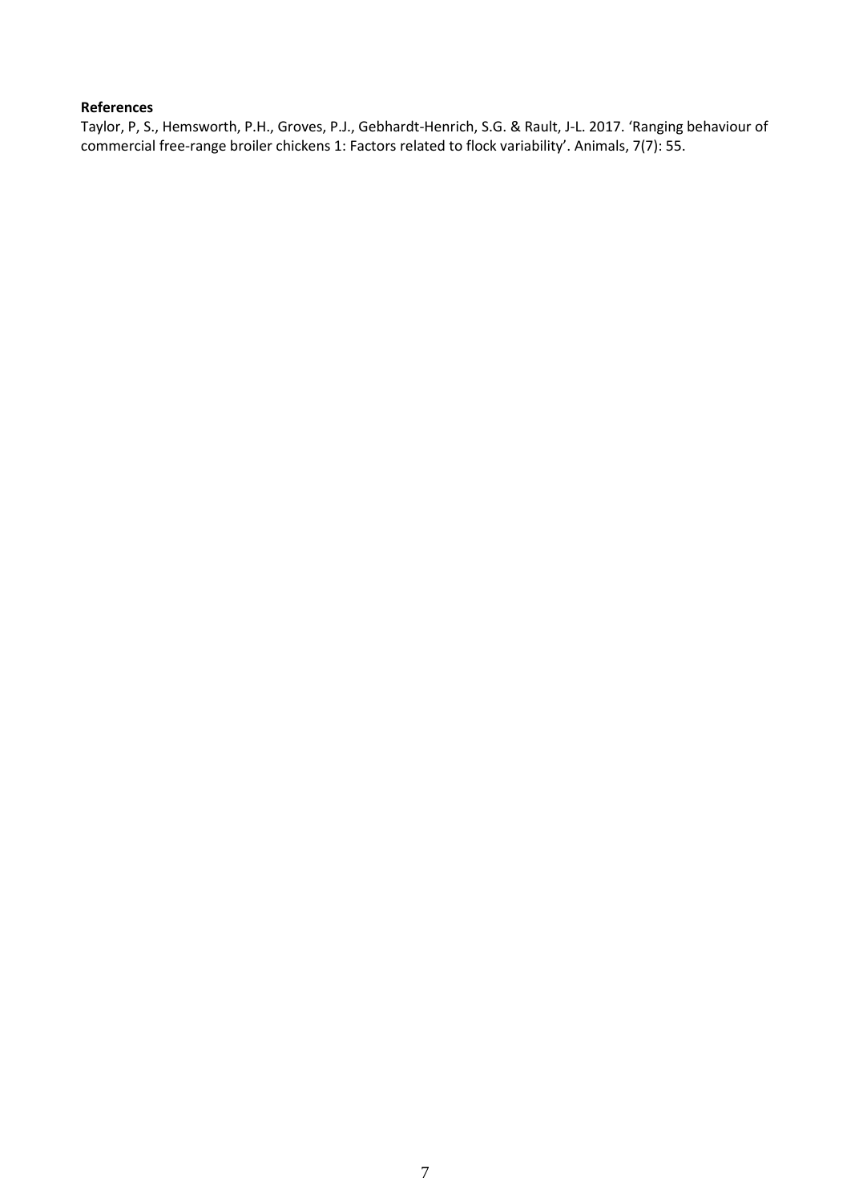**References**

Taylor, P, S., Hemsworth, P.H., Groves, P.J., Gebhardt-Henrich, S.G. & Rault, J-L. 2017. 'Ranging behaviour of commercial free-range broiler chickens 1: Factors related to flock variability'. Animals, 7(7): 55.